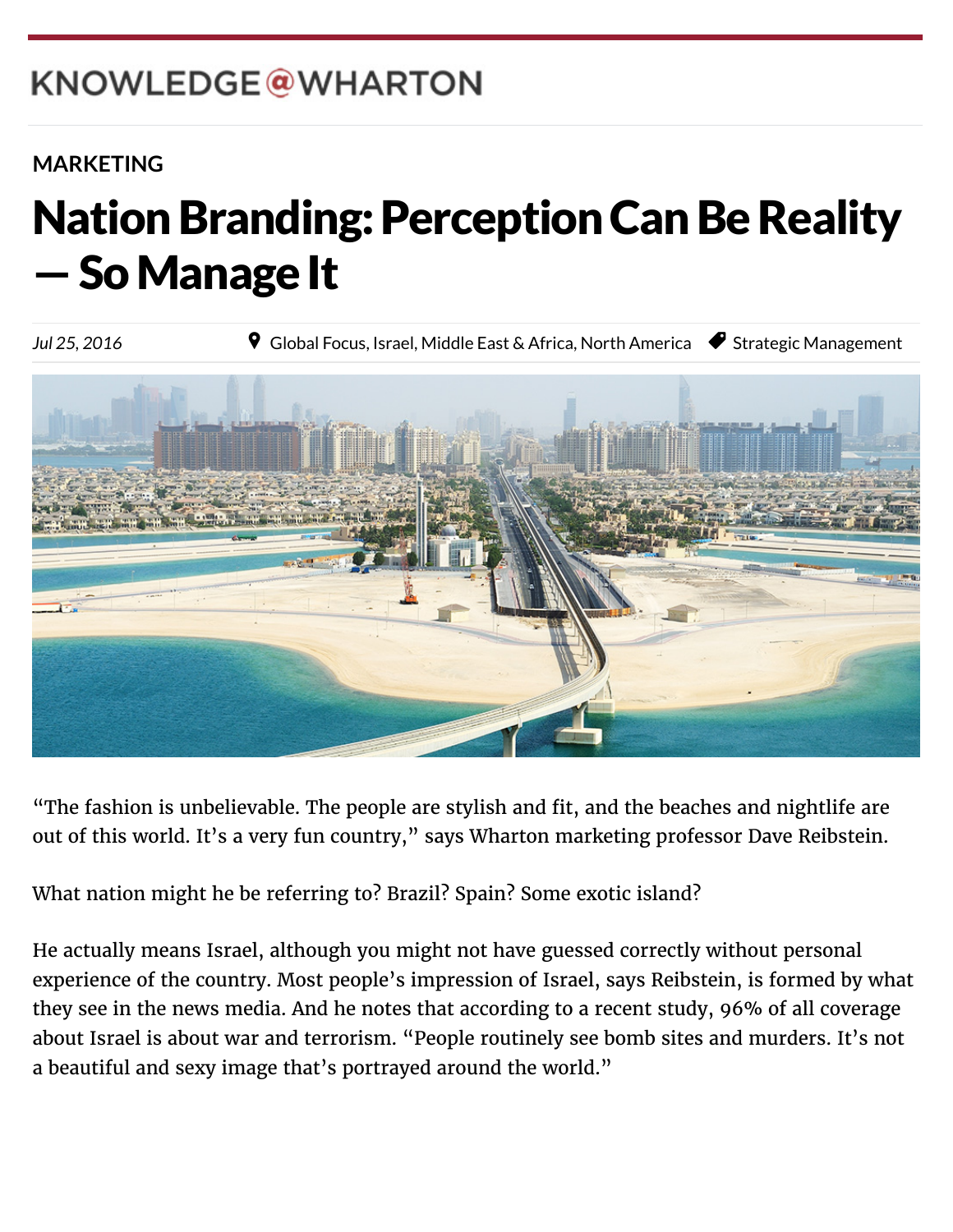KNOWLEDGE@WHARTON

MARKETING

# Nation Branding: Perception Can Be Reality — So Manage It

*Jul 25, 2016* Global Focus, Israel, Middle East & Africa, North America Strategic Management

"The fashion is unbelievable. The people are stylish and fit, and the beaches and nightlife are out of this world. It's a very fun country," says Wharton marketing professor Dave Reibstein.

What nation might he be referring to? Brazil? Spain? Some exotic island?

He actually means Israel, although you might not have guessed correctly without personal experience of the country. Most people's impression of Israel, says Reibstein, is formed by what they see in the news media. And he notes that according to a recent study, 96% of all coverage about Israel is about war and terrorism. "People routinely see bomb sites and murders. It's not a beautiful and sexy image that's portrayed around the world."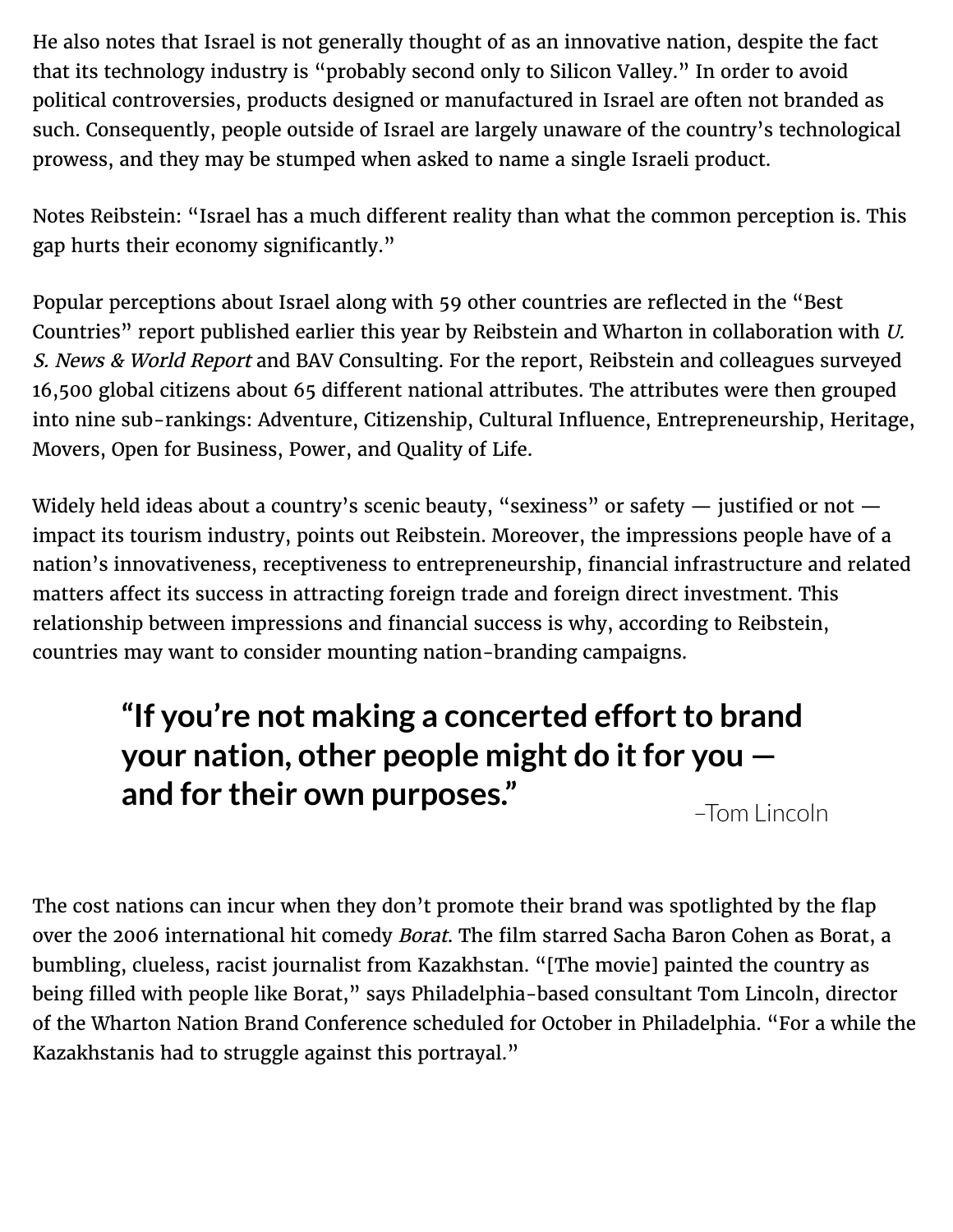He also notes that Israel is not generally thought of as an innovative nation, despite the fact that its technology industry is "probably second only to Silicon Valley." In order to avoid political controversies, products designed or manufactured in Israel are often not branded as such. Consequently, people outside of Israel are largely unaware of the country's technological prowess, and they may be stumped when asked to name a single Israeli product.

Notes Reibstein: "Israel has a much different reality than what the common perception is. This gap hurts their economy significantly."

Popular perceptions about Israel along with 59 other countries are reflected in the "Best Countries" report published earlier this year by Reibstein and Wharton in collaboration with *U. S. News & World Report* and BAV Consulting. For the report, Reibstein and colleagues surveyed 16,500 global citizens about 65 different national attributes. The attributes were then grouped into nine sub-rankings: Adventure, Citizenship, Cultural Influence, Entrepreneurship, Heritage, Movers, Open for Business, Power, and Quality of Life.

Widely held ideas about a country's scenic beauty, "sexiness" or safety — justified or not — impact its tourism industry, points out Reibstein. Moreover, the impressions people have of a nation's innovativeness, receptiveness to entrepreneurship, financial infrastructure and related matters affect its success in attracting foreign trade and foreign direct investment. This relationship between impressions and financial success is why, according to Reibstein, countries may want to consider mounting nation-branding campaigns.

> **"If you're not making a concerted effort to brand your nation, other people might do it for you — and for their own purposes."**
>
> –Tom Lincoln

The cost nations can incur when they don't promote their brand was spotlighted by the flap over the 2006 international hit comedy *Borat*. The film starred Sacha Baron Cohen as Borat, a bumbling, clueless, racist journalist from Kazakhstan. "[The movie] painted the country as being filled with people like Borat," says Philadelphia-based consultant Tom Lincoln, director of the Wharton Nation Brand Conference scheduled for October in Philadelphia. "For a while the Kazakhstanis had to struggle against this portrayal."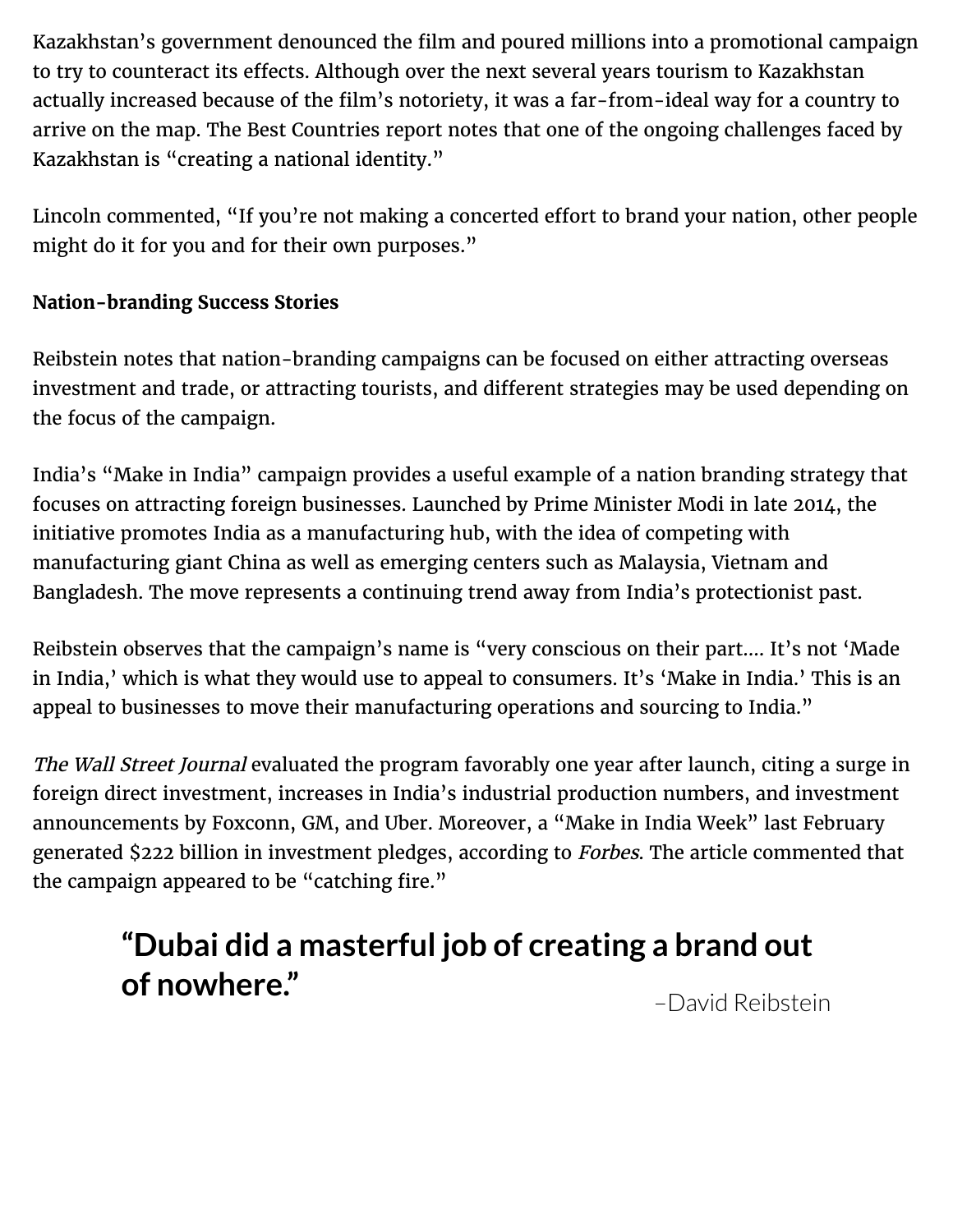Kazakhstan's government denounced the film and poured millions into a promotional campaign to try to counteract its effects. Although over the next several years tourism to Kazakhstan actually increased because of the film's notoriety, it was a far-from-ideal way for a country to arrive on the map. The Best Countries report notes that one of the ongoing challenges faced by Kazakhstan is "creating a national identity."

Lincoln commented, "If you're not making a concerted effort to brand your nation, other people might do it for you and for their own purposes."

**Nation-branding Success Stories**

Reibstein notes that nation-branding campaigns can be focused on either attracting overseas investment and trade, or attracting tourists, and different strategies may be used depending on the focus of the campaign.

India's "Make in India" campaign provides a useful example of a nation branding strategy that focuses on attracting foreign businesses. Launched by Prime Minister Modi in late 2014, the initiative promotes India as a manufacturing hub, with the idea of competing with manufacturing giant China as well as emerging centers such as Malaysia, Vietnam and Bangladesh. The move represents a continuing trend away from India's protectionist past.

Reibstein observes that the campaign's name is "very conscious on their part.... It's not 'Made in India,' which is what they would use to appeal to consumers. It's 'Make in India.' This is an appeal to businesses to move their manufacturing operations and sourcing to India."

*The Wall Street Journal* evaluated the program favorably one year after launch, citing a surge in foreign direct investment, increases in India's industrial production numbers, and investment announcements by Foxconn, GM, and Uber. Moreover, a "Make in India Week" last February generated $222 billion in investment pledges, according to *Forbes*. The article commented that the campaign appeared to be "catching fire."

> **"Dubai did a masterful job of creating a brand out of nowhere."**
>
> –David Reibstein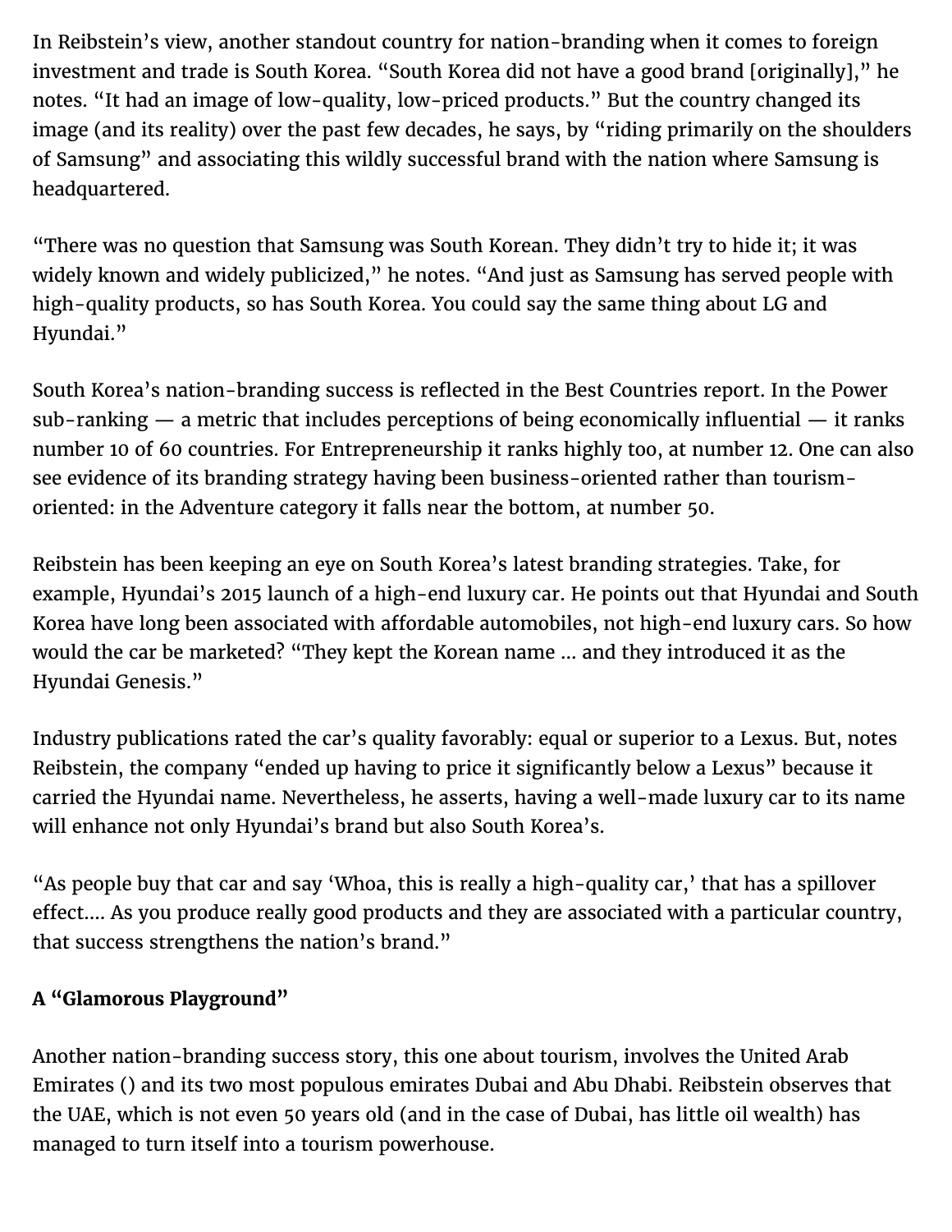In Reibstein's view, another standout country for nation-branding when it comes to foreign investment and trade is South Korea. "South Korea did not have a good brand [originally]," he notes. "It had an image of low-quality, low-priced products." But the country changed its image (and its reality) over the past few decades, he says, by "riding primarily on the shoulders of Samsung" and associating this wildly successful brand with the nation where Samsung is headquartered.

"There was no question that Samsung was South Korean. They didn't try to hide it; it was widely known and widely publicized," he notes. "And just as Samsung has served people with high-quality products, so has South Korea. You could say the same thing about LG and Hyundai."

South Korea's nation-branding success is reflected in the Best Countries report. In the Power sub-ranking — a metric that includes perceptions of being economically influential — it ranks number 10 of 60 countries. For Entrepreneurship it ranks highly too, at number 12. One can also see evidence of its branding strategy having been business-oriented rather than tourism-oriented: in the Adventure category it falls near the bottom, at number 50.

Reibstein has been keeping an eye on South Korea's latest branding strategies. Take, for example, Hyundai's 2015 launch of a high-end luxury car. He points out that Hyundai and South Korea have long been associated with affordable automobiles, not high-end luxury cars. So how would the car be marketed? "They kept the Korean name … and they introduced it as the Hyundai Genesis."

Industry publications rated the car's quality favorably: equal or superior to a Lexus. But, notes Reibstein, the company "ended up having to price it significantly below a Lexus" because it carried the Hyundai name. Nevertheless, he asserts, having a well-made luxury car to its name will enhance not only Hyundai's brand but also South Korea's.

"As people buy that car and say 'Whoa, this is really a high-quality car,' that has a spillover effect…. As you produce really good products and they are associated with a particular country, that success strengthens the nation's brand."

**A "Glamorous Playground"**

Another nation-branding success story, this one about tourism, involves the United Arab Emirates () and its two most populous emirates Dubai and Abu Dhabi. Reibstein observes that the UAE, which is not even 50 years old (and in the case of Dubai, has little oil wealth) has managed to turn itself into a tourism powerhouse.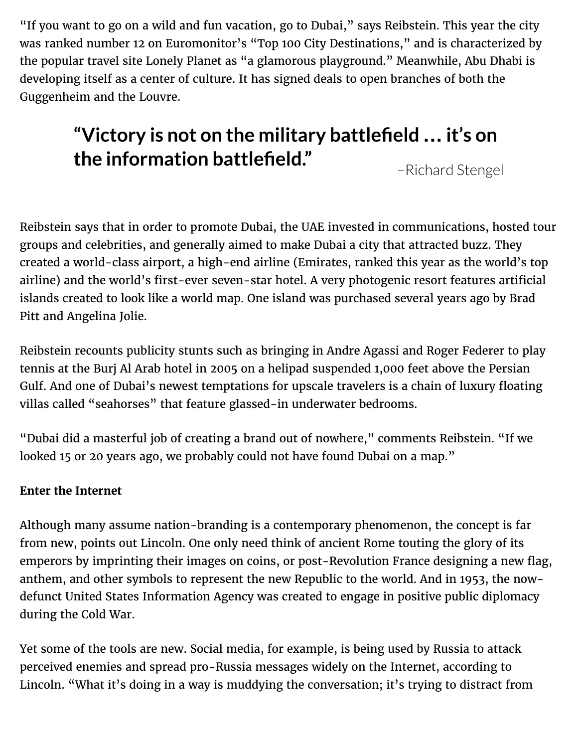"If you want to go on a wild and fun vacation, go to Dubai," says Reibstein. This year the city was ranked number 12 on Euromonitor's "Top 100 City Destinations," and is characterized by the popular travel site Lonely Planet as "a glamorous playground." Meanwhile, Abu Dhabi is developing itself as a center of culture. It has signed deals to open branches of both the Guggenheim and the Louvre.

> **"Victory is not on the military battlefield … it's on the information battlefield."**
>
> –Richard Stengel

Reibstein says that in order to promote Dubai, the UAE invested in communications, hosted tour groups and celebrities, and generally aimed to make Dubai a city that attracted buzz. They created a world-class airport, a high-end airline (Emirates, ranked this year as the world's top airline) and the world's first-ever seven-star hotel. A very photogenic resort features artificial islands created to look like a world map. One island was purchased several years ago by Brad Pitt and Angelina Jolie.

Reibstein recounts publicity stunts such as bringing in Andre Agassi and Roger Federer to play tennis at the Burj Al Arab hotel in 2005 on a helipad suspended 1,000 feet above the Persian Gulf. And one of Dubai's newest temptations for upscale travelers is a chain of luxury floating villas called "seahorses" that feature glassed-in underwater bedrooms.

"Dubai did a masterful job of creating a brand out of nowhere," comments Reibstein. "If we looked 15 or 20 years ago, we probably could not have found Dubai on a map."

**Enter the Internet**

Although many assume nation-branding is a contemporary phenomenon, the concept is far from new, points out Lincoln. One only need think of ancient Rome touting the glory of its emperors by imprinting their images on coins, or post-Revolution France designing a new flag, anthem, and other symbols to represent the new Republic to the world. And in 1953, the now-defunct United States Information Agency was created to engage in positive public diplomacy during the Cold War.

Yet some of the tools are new. Social media, for example, is being used by Russia to attack perceived enemies and spread pro-Russia messages widely on the Internet, according to Lincoln. "What it's doing in a way is muddying the conversation; it's trying to distract from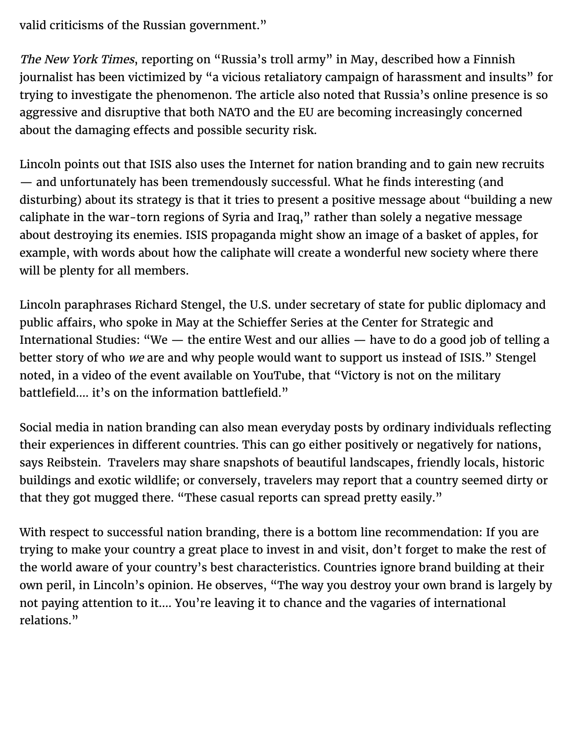valid criticisms of the Russian government."

*The New York Times*, reporting on "Russia's troll army" in May, described how a Finnish journalist has been victimized by "a vicious retaliatory campaign of harassment and insults" for trying to investigate the phenomenon. The article also noted that Russia's online presence is so aggressive and disruptive that both NATO and the EU are becoming increasingly concerned about the damaging effects and possible security risk.

Lincoln points out that ISIS also uses the Internet for nation branding and to gain new recruits — and unfortunately has been tremendously successful. What he finds interesting (and disturbing) about its strategy is that it tries to present a positive message about "building a new caliphate in the war-torn regions of Syria and Iraq," rather than solely a negative message about destroying its enemies. ISIS propaganda might show an image of a basket of apples, for example, with words about how the caliphate will create a wonderful new society where there will be plenty for all members.

Lincoln paraphrases Richard Stengel, the U.S. under secretary of state for public diplomacy and public affairs, who spoke in May at the Schieffer Series at the Center for Strategic and International Studies: "We — the entire West and our allies — have to do a good job of telling a better story of who *we* are and why people would want to support us instead of ISIS." Stengel noted, in a video of the event available on YouTube, that "Victory is not on the military battlefield.... it's on the information battlefield."

Social media in nation branding can also mean everyday posts by ordinary individuals reflecting their experiences in different countries. This can go either positively or negatively for nations, says Reibstein. Travelers may share snapshots of beautiful landscapes, friendly locals, historic buildings and exotic wildlife; or conversely, travelers may report that a country seemed dirty or that they got mugged there. "These casual reports can spread pretty easily."

With respect to successful nation branding, there is a bottom line recommendation: If you are trying to make your country a great place to invest in and visit, don't forget to make the rest of the world aware of your country's best characteristics. Countries ignore brand building at their own peril, in Lincoln's opinion. He observes, "The way you destroy your own brand is largely by not paying attention to it.... You're leaving it to chance and the vagaries of international relations."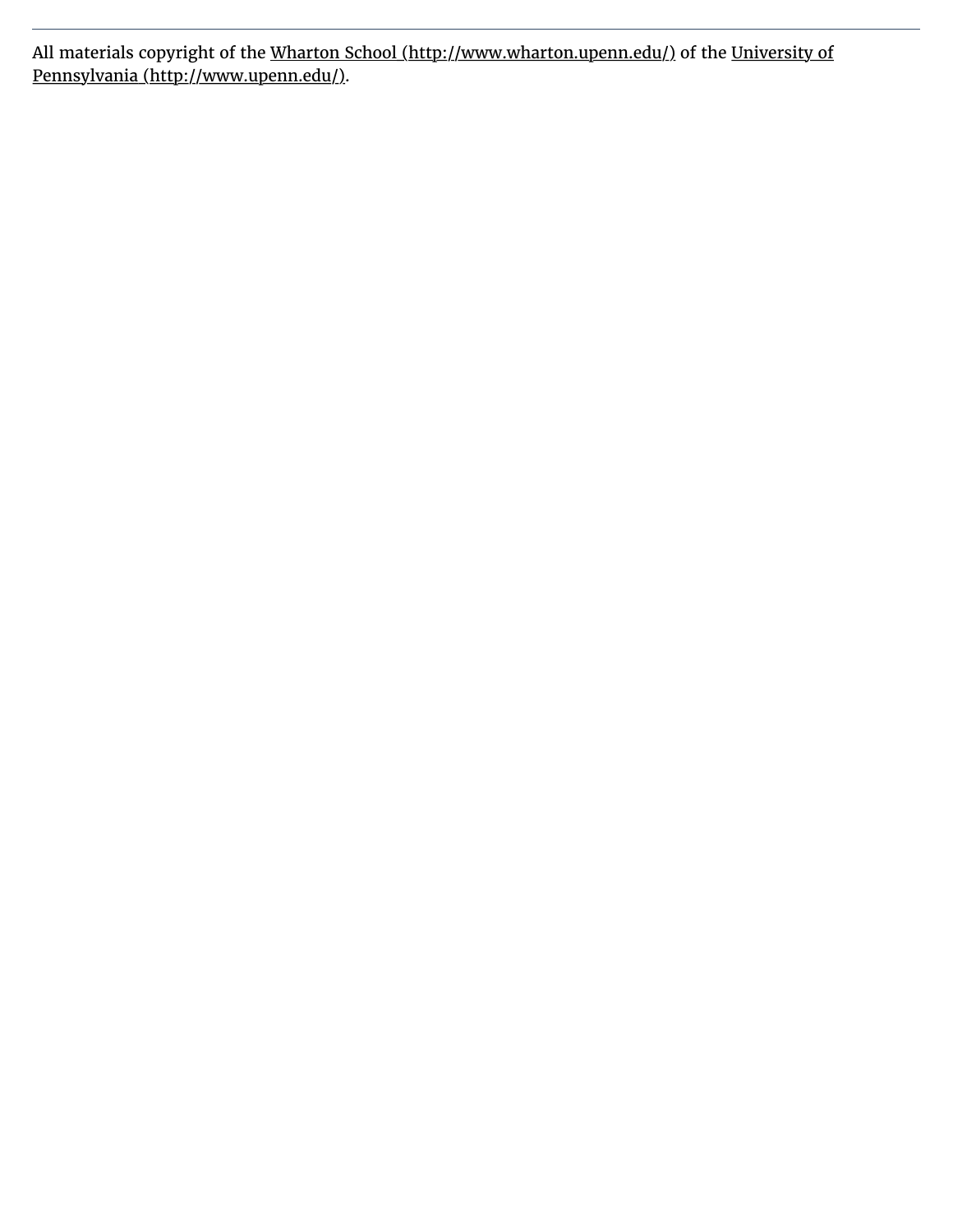All materials copyright of the Wharton School (http://www.wharton.upenn.edu/) of the University of Pennsylvania (http://www.upenn.edu/).